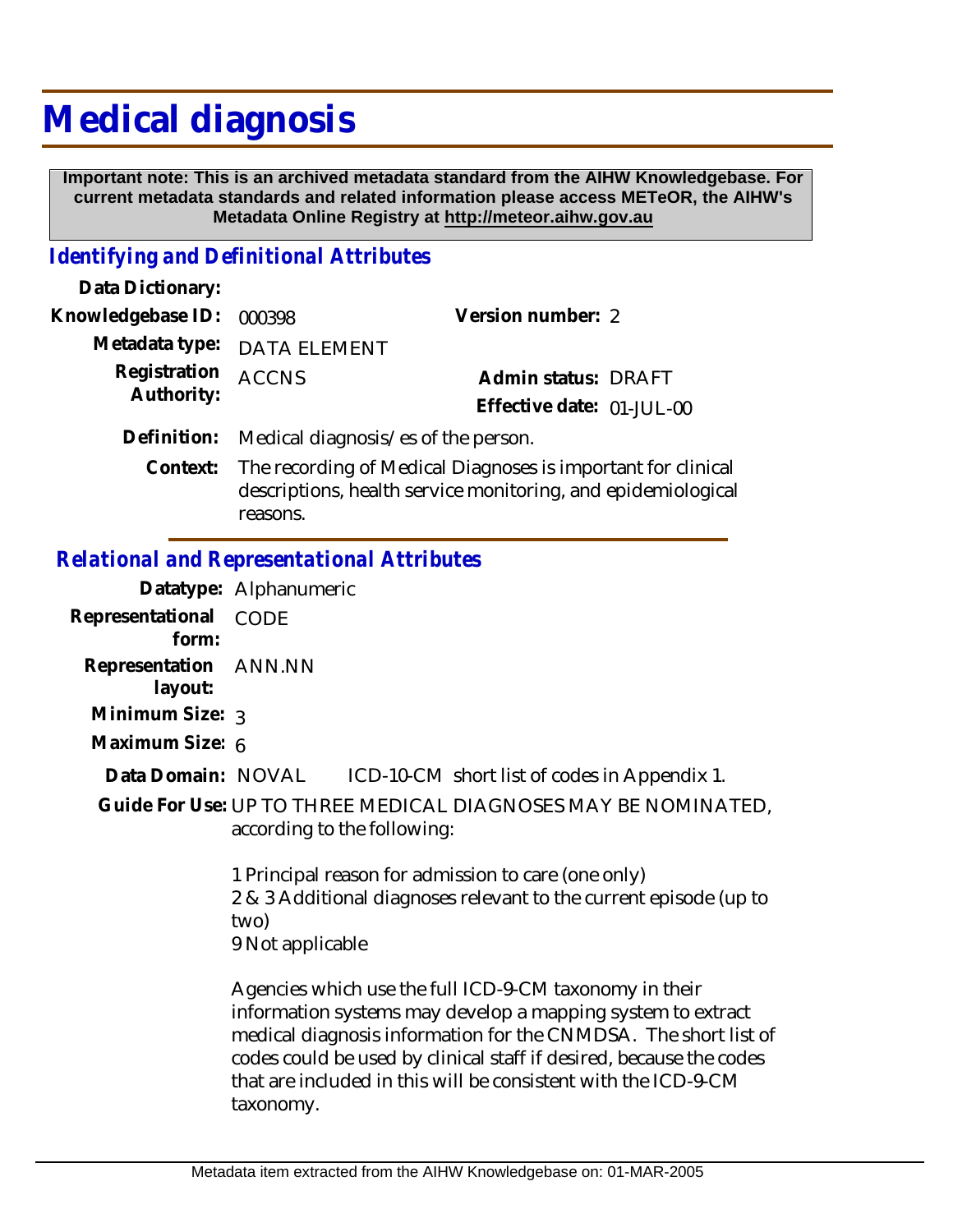# Medical diagnosis

**Important note: This is an archived metadata standard from the AIHW Knowledgebase. For current metadata standards and related information please access METeOR, the AIHW's Metadata Online Registry at http://meteor.aihw.gov.au**

## *Identifying and Definitional Attributes*

**Data Dictionary:**

**Knowledgebase ID:** 000398 **Version number:** 2

**Metadata type:** DATA ELEMENT

**Registration Authority:** ACCNS **Admin status:** DRAFT

**Effective date:** 01-JUL-00

**Definition:** Medical diagnosis/es of the person.

**Context:** The recording of Medical Diagnoses is important for clinical descriptions, health service monitoring, and epidemiological reasons.

## *Relational and Representational Attributes*

**Datatype:** Alphanumeric

**Representational form:** CODE

**Representation layout:** ANN.NN

**Minimum Size:** 3

**Maximum Size:** 6

**Data Domain:** NOVAL ICD-10-CM short list of codes in Appendix 1.

**Guide For Use:** UP TO THREE MEDICAL DIAGNOSES MAY BE NOMINATED, according to the following:

1 Principal reason for admission to care (one only)
2 & 3 Additional diagnoses relevant to the current episode (up to two)
9 Not applicable

Agencies which use the full ICD-9-CM taxonomy in their information systems may develop a mapping system to extract medical diagnosis information for the CNMDSA. The short list of codes could be used by clinical staff if desired, because the codes that are included in this will be consistent with the ICD-9-CM taxonomy.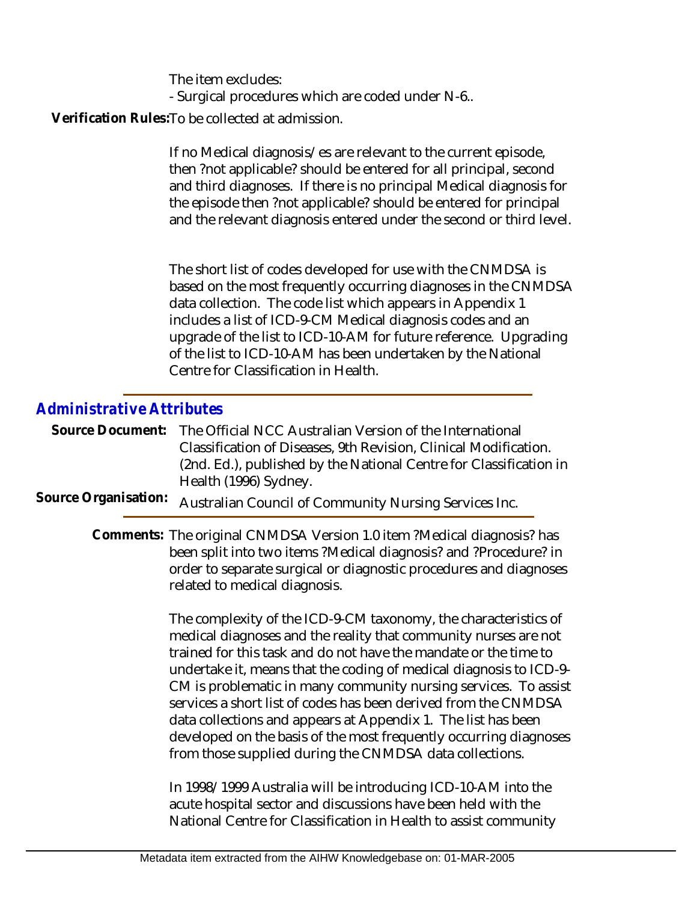The item excludes:
- Surgical procedures which are coded under N-6..

**Verification Rules:** To be collected at admission.

If no Medical diagnosis/es are relevant to the current episode, then ?not applicable? should be entered for all principal, second and third diagnoses. If there is no principal Medical diagnosis for the episode then ?not applicable? should be entered for principal and the relevant diagnosis entered under the second or third level.

The short list of codes developed for use with the CNMDSA is based on the most frequently occurring diagnoses in the CNMDSA data collection. The code list which appears in Appendix 1 includes a list of ICD-9-CM Medical diagnosis codes and an upgrade of the list to ICD-10-AM for future reference. Upgrading of the list to ICD-10-AM has been undertaken by the National Centre for Classification in Health.

## *Administrative Attributes*

**Source Document:** The Official NCC Australian Version of the International Classification of Diseases, 9th Revision, Clinical Modification. (2nd. Ed.), published by the National Centre for Classification in Health (1996) Sydney.

**Source Organisation:** Australian Council of Community Nursing Services Inc.

**Comments:** The original CNMDSA Version 1.0 item ?Medical diagnosis? has been split into two items ?Medical diagnosis? and ?Procedure? in order to separate surgical or diagnostic procedures and diagnoses related to medical diagnosis.

The complexity of the ICD-9-CM taxonomy, the characteristics of medical diagnoses and the reality that community nurses are not trained for this task and do not have the mandate or the time to undertake it, means that the coding of medical diagnosis to ICD-9-CM is problematic in many community nursing services. To assist services a short list of codes has been derived from the CNMDSA data collections and appears at Appendix 1. The list has been developed on the basis of the most frequently occurring diagnoses from those supplied during the CNMDSA data collections.

In 1998/1999 Australia will be introducing ICD-10-AM into the acute hospital sector and discussions have been held with the National Centre for Classification in Health to assist community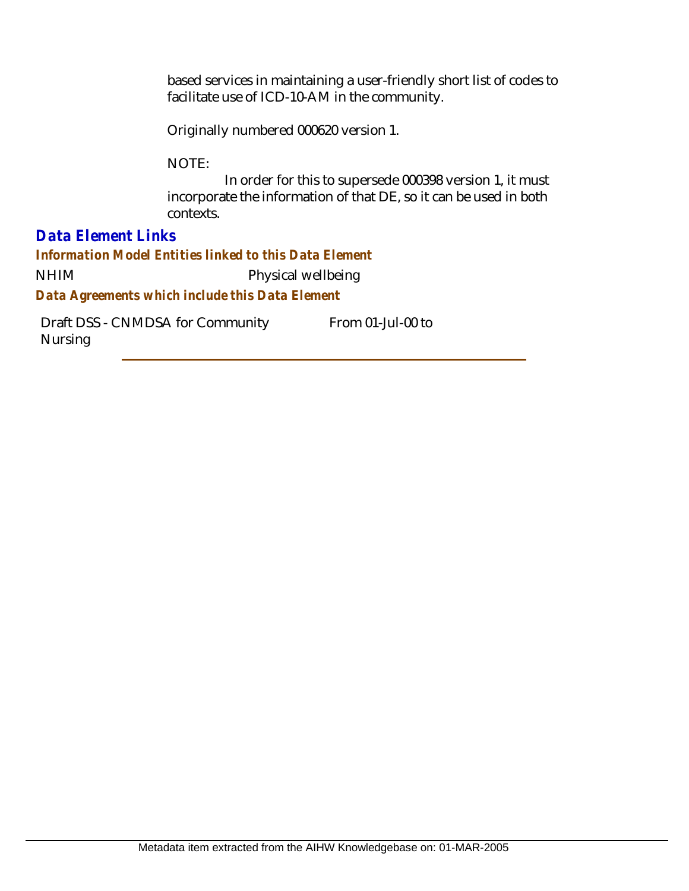based services in maintaining a user-friendly short list of codes to facilitate use of ICD-10-AM in the community.

Originally numbered 000620 version 1.

NOTE:

In order for this to supersede 000398 version 1, it must incorporate the information of that DE, so it can be used in both contexts.

## Data Element Links

### Information Model Entities linked to this Data Element

| | |
|---|---|
| NHIM | Physical wellbeing |

### Data Agreements which include this Data Element

| | |
|---|---|
| Draft DSS - CNMDSA for Community Nursing | From 01-Jul-00 to |

Metadata item extracted from the AIHW Knowledgebase on: 01-MAR-2005